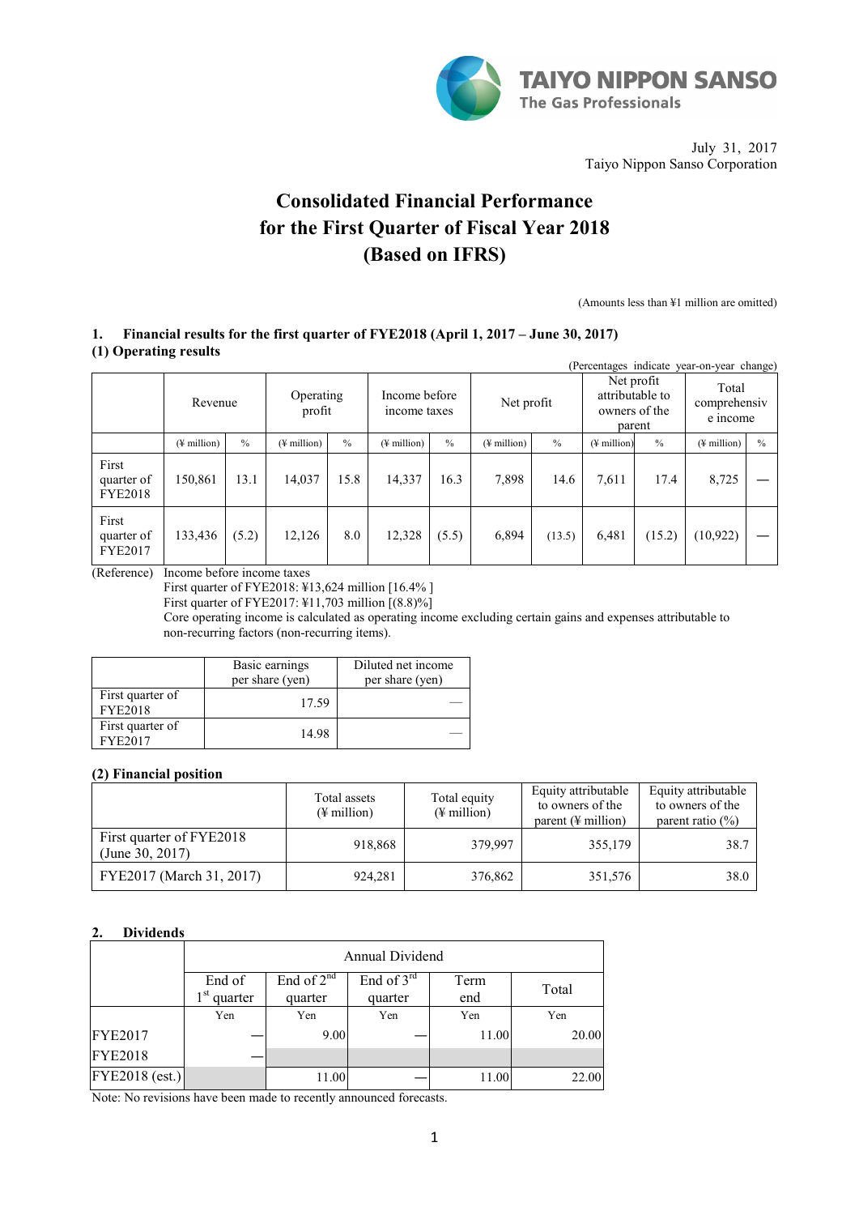TAIYO NIPPON SANSO
The Gas Professionals

July 31, 2017
Taiyo Nippon Sanso Corporation

# Consolidated Financial Performance for the First Quarter of Fiscal Year 2018 (Based on IFRS)

(Amounts less than ¥1 million are omitted)

## 1. Financial results for the first quarter of FYE2018 (April 1, 2017 – June 30, 2017)

### (1) Operating results

(Percentages indicate year-on-year change)

| | Revenue | | Operating profit | | Income before income taxes | | Net profit | | Net profit attributable to owners of the parent | | Total comprehensive income | |
|---|---|---|---|---|---|---|---|---|---|---|---|---|
| | (¥ million) | % | (¥ million) | % | (¥ million) | % | (¥ million) | % | (¥ million) | % | (¥ million) | % |
| First quarter of FYE2018 | 150,861 | 13.1 | 14,037 | 15.8 | 14,337 | 16.3 | 7,898 | 14.6 | 7,611 | 17.4 | 8,725 | — |
| First quarter of FYE2017 | 133,436 | (5.2) | 12,126 | 8.0 | 12,328 | (5.5) | 6,894 | (13.5) | 6,481 | (15.2) | (10,922) | — |

(Reference) Income before income taxes
First quarter of FYE2018: ¥13,624 million [16.4% ]
First quarter of FYE2017: ¥11,703 million [(8.8)%]
Core operating income is calculated as operating income excluding certain gains and expenses attributable to non-recurring factors (non-recurring items).

| | Basic earnings per share (yen) | Diluted net income per share (yen) |
|---|---|---|
| First quarter of FYE2018 | 17.59 | — |
| First quarter of FYE2017 | 14.98 | — |

### (2) Financial position

| | Total assets (¥ million) | Total equity (¥ million) | Equity attributable to owners of the parent (¥ million) | Equity attributable to owners of the parent ratio (%) |
|---|---|---|---|---|
| First quarter of FYE2018 (June 30, 2017) | 918,868 | 379,997 | 355,179 | 38.7 |
| FYE2017 (March 31, 2017) | 924,281 | 376,862 | 351,576 | 38.0 |

## 2. Dividends

| | Annual Dividend | | | | |
|---|---|---|---|---|---|
| | End of 1st quarter | End of 2nd quarter | End of 3rd quarter | Term end | Total |
| | Yen | Yen | Yen | Yen | Yen |
| FYE2017 | — | 9.00 | — | 11.00 | 20.00 |
| FYE2018 | — | | | | |
| FYE2018 (est.) | | 11.00 | — | 11.00 | 22.00 |

Note: No revisions have been made to recently announced forecasts.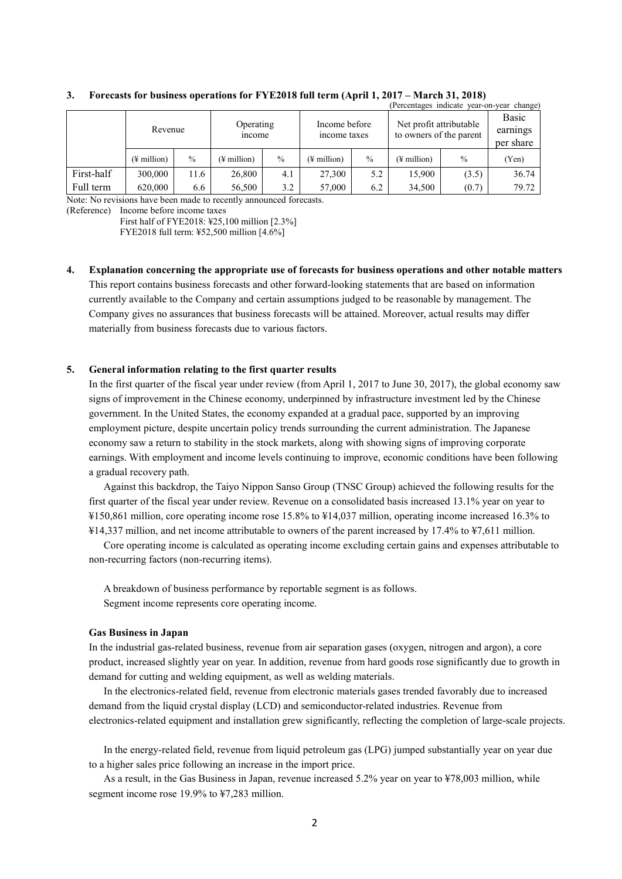### 3. Forecasts for business operations for FYE2018 full term (April 1, 2017 – March 31, 2018)

(Percentages indicate year-on-year change)

| | Revenue | | Operating income | | Income before income taxes | | Net profit attributable to owners of the parent | | Basic earnings per share |
|---|---|---|---|---|---|---|---|---|---|
| | (¥ million) | % | (¥ million) | % | (¥ million) | % | (¥ million) | % | (Yen) |
| First-half | 300,000 | 11.6 | 26,800 | 4.1 | 27,300 | 5.2 | 15,900 | (3.5) | 36.74 |
| Full term | 620,000 | 6.6 | 56,500 | 3.2 | 57,000 | 6.2 | 34,500 | (0.7) | 79.72 |

Note: No revisions have been made to recently announced forecasts.

(Reference) Income before income taxes

First half of FYE2018: ¥25,100 million [2.3%]

FYE2018 full term: ¥52,500 million [4.6%]

### 4. Explanation concerning the appropriate use of forecasts for business operations and other notable matters

This report contains business forecasts and other forward-looking statements that are based on information currently available to the Company and certain assumptions judged to be reasonable by management. The Company gives no assurances that business forecasts will be attained. Moreover, actual results may differ materially from business forecasts due to various factors.

### 5. General information relating to the first quarter results

In the first quarter of the fiscal year under review (from April 1, 2017 to June 30, 2017), the global economy saw signs of improvement in the Chinese economy, underpinned by infrastructure investment led by the Chinese government. In the United States, the economy expanded at a gradual pace, supported by an improving employment picture, despite uncertain policy trends surrounding the current administration. The Japanese economy saw a return to stability in the stock markets, along with showing signs of improving corporate earnings. With employment and income levels continuing to improve, economic conditions have been following a gradual recovery path.

Against this backdrop, the Taiyo Nippon Sanso Group (TNSC Group) achieved the following results for the first quarter of the fiscal year under review. Revenue on a consolidated basis increased 13.1% year on year to ¥150,861 million, core operating income rose 15.8% to ¥14,037 million, operating income increased 16.3% to ¥14,337 million, and net income attributable to owners of the parent increased by 17.4% to ¥7,611 million.

Core operating income is calculated as operating income excluding certain gains and expenses attributable to non-recurring factors (non-recurring items).

A breakdown of business performance by reportable segment is as follows.

Segment income represents core operating income.

#### Gas Business in Japan

In the industrial gas-related business, revenue from air separation gases (oxygen, nitrogen and argon), a core product, increased slightly year on year. In addition, revenue from hard goods rose significantly due to growth in demand for cutting and welding equipment, as well as welding materials.

In the electronics-related field, revenue from electronic materials gases trended favorably due to increased demand from the liquid crystal display (LCD) and semiconductor-related industries. Revenue from electronics-related equipment and installation grew significantly, reflecting the completion of large-scale projects.

In the energy-related field, revenue from liquid petroleum gas (LPG) jumped substantially year on year due to a higher sales price following an increase in the import price.

As a result, in the Gas Business in Japan, revenue increased 5.2% year on year to ¥78,003 million, while segment income rose 19.9% to ¥7,283 million.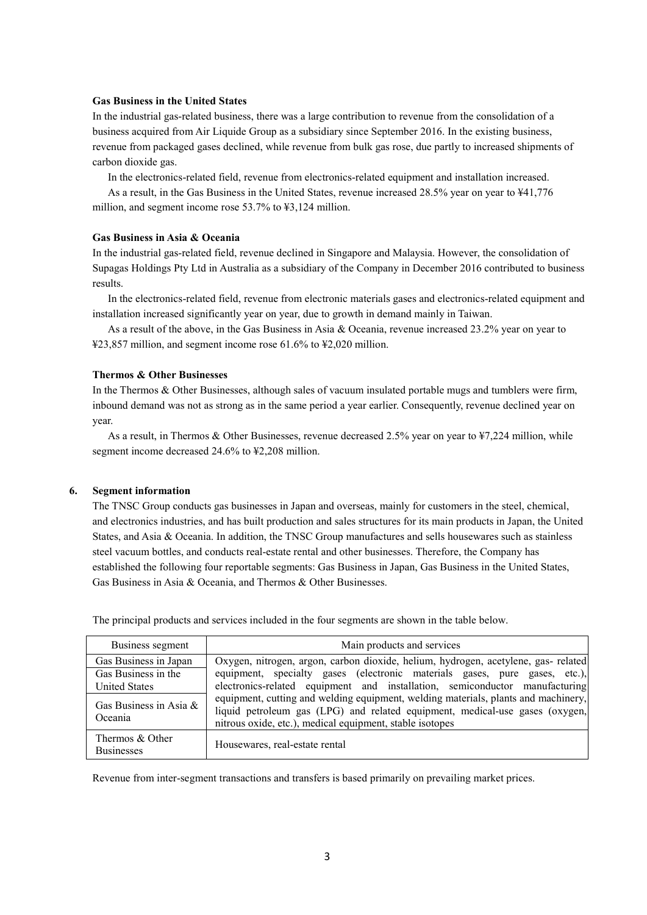### Gas Business in the United States

In the industrial gas-related business, there was a large contribution to revenue from the consolidation of a business acquired from Air Liquide Group as a subsidiary since September 2016. In the existing business, revenue from packaged gases declined, while revenue from bulk gas rose, due partly to increased shipments of carbon dioxide gas.

In the electronics-related field, revenue from electronics-related equipment and installation increased.

As a result, in the Gas Business in the United States, revenue increased 28.5% year on year to ¥41,776 million, and segment income rose 53.7% to ¥3,124 million.

### Gas Business in Asia & Oceania

In the industrial gas-related field, revenue declined in Singapore and Malaysia. However, the consolidation of Supagas Holdings Pty Ltd in Australia as a subsidiary of the Company in December 2016 contributed to business results.

In the electronics-related field, revenue from electronic materials gases and electronics-related equipment and installation increased significantly year on year, due to growth in demand mainly in Taiwan.

As a result of the above, in the Gas Business in Asia & Oceania, revenue increased 23.2% year on year to ¥23,857 million, and segment income rose 61.6% to ¥2,020 million.

### Thermos & Other Businesses

In the Thermos & Other Businesses, although sales of vacuum insulated portable mugs and tumblers were firm, inbound demand was not as strong as in the same period a year earlier. Consequently, revenue declined year on year.

As a result, in Thermos & Other Businesses, revenue decreased 2.5% year on year to ¥7,224 million, while segment income decreased 24.6% to ¥2,208 million.

## 6. Segment information

The TNSC Group conducts gas businesses in Japan and overseas, mainly for customers in the steel, chemical, and electronics industries, and has built production and sales structures for its main products in Japan, the United States, and Asia & Oceania. In addition, the TNSC Group manufactures and sells housewares such as stainless steel vacuum bottles, and conducts real-estate rental and other businesses. Therefore, the Company has established the following four reportable segments: Gas Business in Japan, Gas Business in the United States, Gas Business in Asia & Oceania, and Thermos & Other Businesses.

The principal products and services included in the four segments are shown in the table below.

| Business segment | Main products and services |
|---|---|
| Gas Business in Japan | Oxygen, nitrogen, argon, carbon dioxide, helium, hydrogen, acetylene, gas- related equipment, specialty gases (electronic materials gases, pure gases, etc.), electronics-related equipment and installation, semiconductor manufacturing equipment, cutting and welding equipment, welding materials, plants and machinery, liquid petroleum gas (LPG) and related equipment, medical-use gases (oxygen, nitrous oxide, etc.), medical equipment, stable isotopes |
| Gas Business in the United States | |
| Gas Business in Asia & Oceania | |
| Thermos & Other Businesses | Housewares, real-estate rental |

Revenue from inter-segment transactions and transfers is based primarily on prevailing market prices.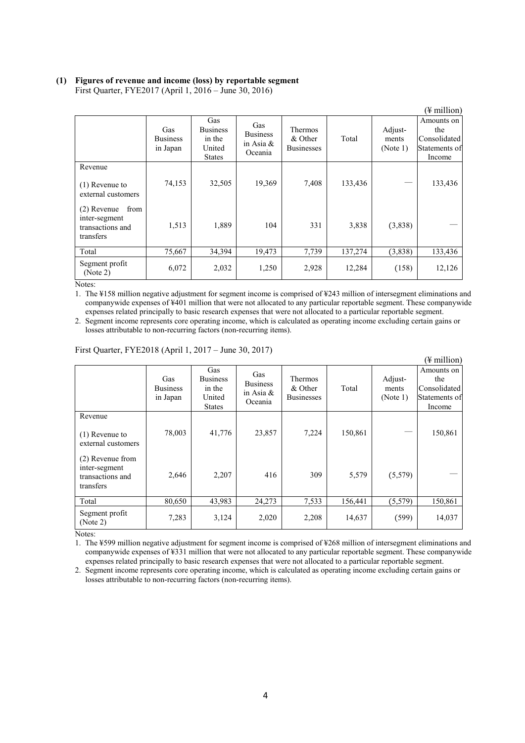## (1) Figures of revenue and income (loss) by reportable segment

First Quarter, FYE2017 (April 1, 2016 – June 30, 2016)

(¥ million)

| | Gas Business in Japan | Gas Business in the United States | Gas Business in Asia & Oceania | Thermos & Other Businesses | Total | Adjust-ments (Note 1) | Amounts on the Consolidated Statements of Income |
|---|---|---|---|---|---|---|---|
| Revenue | | | | | | | |
| (1) Revenue to external customers | 74,153 | 32,505 | 19,369 | 7,408 | 133,436 | — | 133,436 |
| (2) Revenue from inter-segment transactions and transfers | 1,513 | 1,889 | 104 | 331 | 3,838 | (3,838) | — |
| Total | 75,667 | 34,394 | 19,473 | 7,739 | 137,274 | (3,838) | 133,436 |
| Segment profit (Note 2) | 6,072 | 2,032 | 1,250 | 2,928 | 12,284 | (158) | 12,126 |

Notes:

1. The ¥158 million negative adjustment for segment income is comprised of ¥243 million of intersegment eliminations and companywide expenses of ¥401 million that were not allocated to any particular reportable segment. These companywide expenses related principally to basic research expenses that were not allocated to a particular reportable segment.
2. Segment income represents core operating income, which is calculated as operating income excluding certain gains or losses attributable to non-recurring factors (non-recurring items).

First Quarter, FYE2018 (April 1, 2017 – June 30, 2017)

(¥ million)

| | Gas Business in Japan | Gas Business in the United States | Gas Business in Asia & Oceania | Thermos & Other Businesses | Total | Adjust-ments (Note 1) | Amounts on the Consolidated Statements of Income |
|---|---|---|---|---|---|---|---|
| Revenue | | | | | | | |
| (1) Revenue to external customers | 78,003 | 41,776 | 23,857 | 7,224 | 150,861 | — | 150,861 |
| (2) Revenue from inter-segment transactions and transfers | 2,646 | 2,207 | 416 | 309 | 5,579 | (5,579) | — |
| Total | 80,650 | 43,983 | 24,273 | 7,533 | 156,441 | (5,579) | 150,861 |
| Segment profit (Note 2) | 7,283 | 3,124 | 2,020 | 2,208 | 14,637 | (599) | 14,037 |

Notes:

1. The ¥599 million negative adjustment for segment income is comprised of ¥268 million of intersegment eliminations and companywide expenses of ¥331 million that were not allocated to any particular reportable segment. These companywide expenses related principally to basic research expenses that were not allocated to a particular reportable segment.
2. Segment income represents core operating income, which is calculated as operating income excluding certain gains or losses attributable to non-recurring factors (non-recurring items).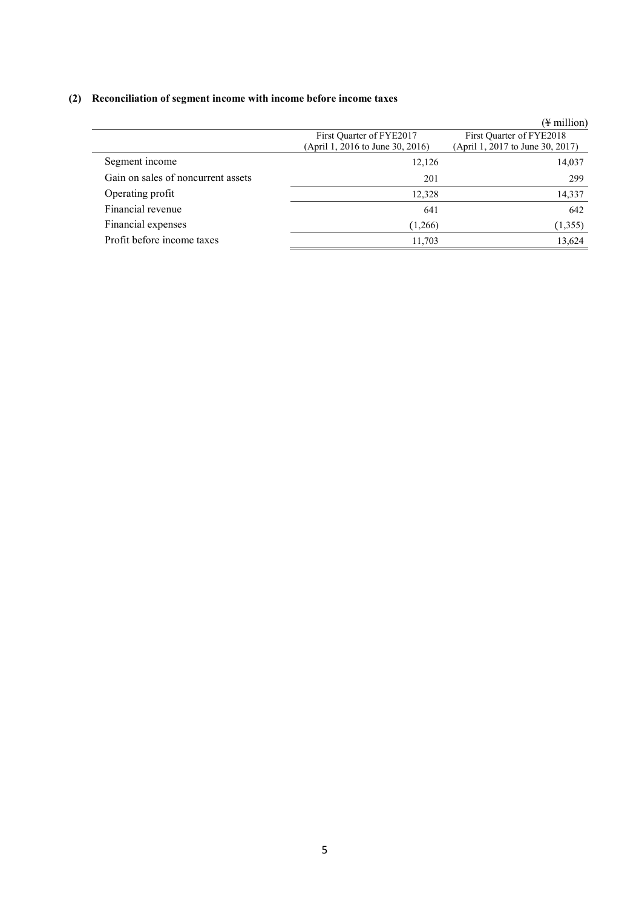### (2) Reconciliation of segment income with income before income taxes

(¥ million)

| | First Quarter of FYE2017 (April 1, 2016 to June 30, 2016) | First Quarter of FYE2018 (April 1, 2017 to June 30, 2017) |
|---|---|---|
| Segment income | 12,126 | 14,037 |
| Gain on sales of noncurrent assets | 201 | 299 |
| Operating profit | 12,328 | 14,337 |
| Financial revenue | 641 | 642 |
| Financial expenses | (1,266) | (1,355) |
| Profit before income taxes | 11,703 | 13,624 |